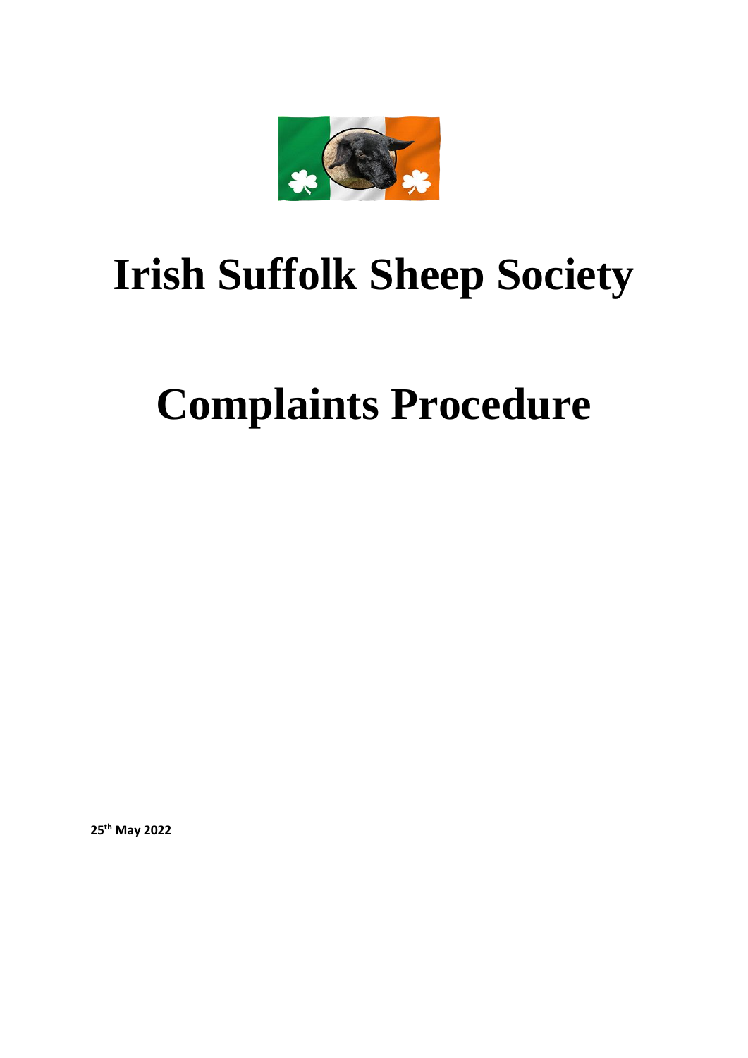# Irish Suffolk Sheep Society

# Complaints Procedure

**25th May 2022**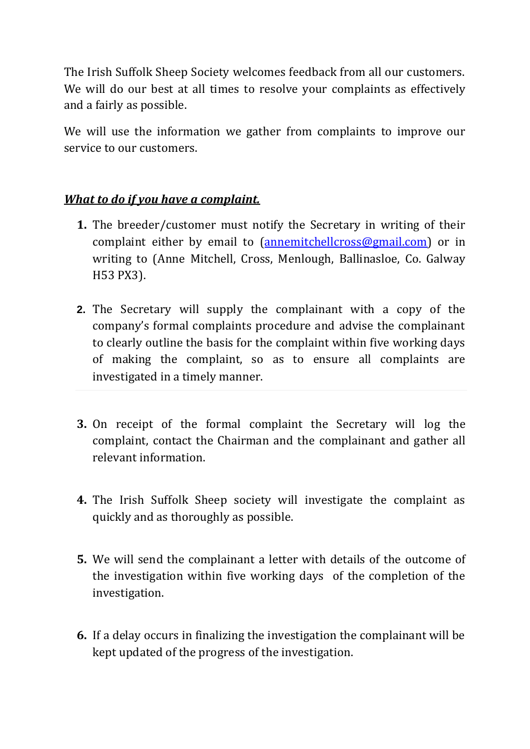The Irish Suffolk Sheep Society welcomes feedback from all our customers. We will do our best at all times to resolve your complaints as effectively and a fairly as possible.

We will use the information we gather from complaints to improve our service to our customers.

***<u>What to do if you have a complaint.</u>***

1. The breeder/customer must notify the Secretary in writing of their complaint either by email to (annemitchellcross@gmail.com) or in writing to (Anne Mitchell, Cross, Menlough, Ballinasloe, Co. Galway H53 PX3).

2. The Secretary will supply the complainant with a copy of the company's formal complaints procedure and advise the complainant to clearly outline the basis for the complaint within five working days of making the complaint, so as to ensure all complaints are investigated in a timely manner.

3. On receipt of the formal complaint the Secretary will log the complaint, contact the Chairman and the complainant and gather all relevant information.

4. The Irish Suffolk Sheep society will investigate the complaint as quickly and as thoroughly as possible.

5. We will send the complainant a letter with details of the outcome of the investigation within five working days of the completion of the investigation.

6. If a delay occurs in finalizing the investigation the complainant will be kept updated of the progress of the investigation.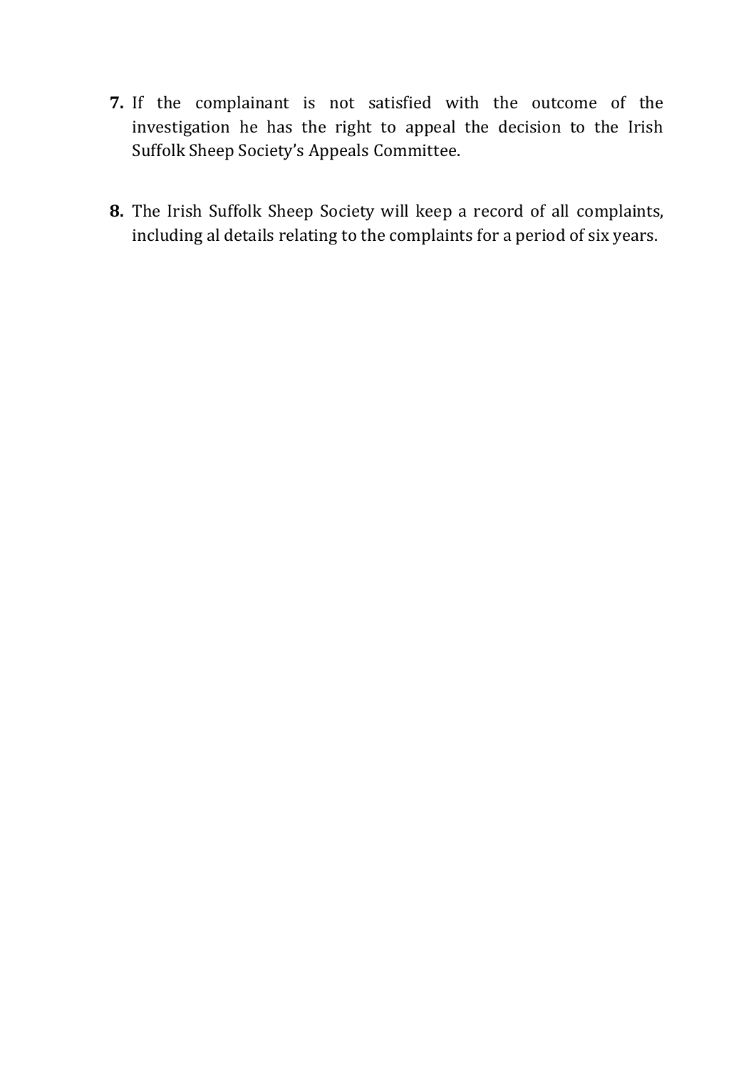7. If the complainant is not satisfied with the outcome of the investigation he has the right to appeal the decision to the Irish Suffolk Sheep Society's Appeals Committee.

8. The Irish Suffolk Sheep Society will keep a record of all complaints, including al details relating to the complaints for a period of six years.